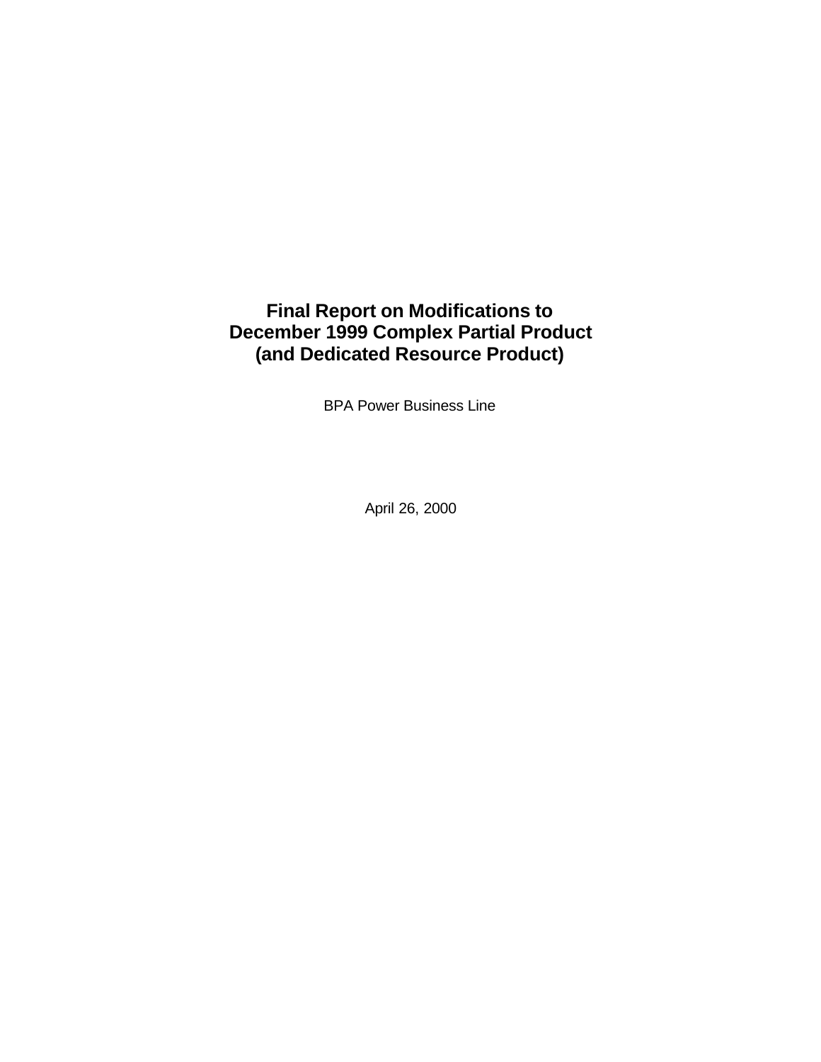# Final Report on Modifications to December 1999 Complex Partial Product (and Dedicated Resource Product)

BPA Power Business Line

April 26, 2000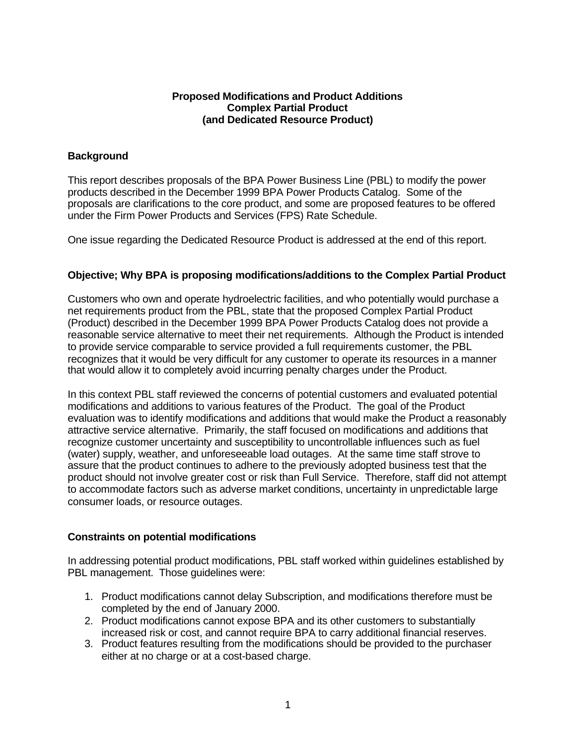**Proposed Modifications and Product Additions**
**Complex Partial Product**
**(and Dedicated Resource Product)**

## Background

This report describes proposals of the BPA Power Business Line (PBL) to modify the power products described in the December 1999 BPA Power Products Catalog. Some of the proposals are clarifications to the core product, and some are proposed features to be offered under the Firm Power Products and Services (FPS) Rate Schedule.

One issue regarding the Dedicated Resource Product is addressed at the end of this report.

## Objective; Why BPA is proposing modifications/additions to the Complex Partial Product

Customers who own and operate hydroelectric facilities, and who potentially would purchase a net requirements product from the PBL, state that the proposed Complex Partial Product (Product) described in the December 1999 BPA Power Products Catalog does not provide a reasonable service alternative to meet their net requirements. Although the Product is intended to provide service comparable to service provided a full requirements customer, the PBL recognizes that it would be very difficult for any customer to operate its resources in a manner that would allow it to completely avoid incurring penalty charges under the Product.

In this context PBL staff reviewed the concerns of potential customers and evaluated potential modifications and additions to various features of the Product. The goal of the Product evaluation was to identify modifications and additions that would make the Product a reasonably attractive service alternative. Primarily, the staff focused on modifications and additions that recognize customer uncertainty and susceptibility to uncontrollable influences such as fuel (water) supply, weather, and unforeseeable load outages. At the same time staff strove to assure that the product continues to adhere to the previously adopted business test that the product should not involve greater cost or risk than Full Service. Therefore, staff did not attempt to accommodate factors such as adverse market conditions, uncertainty in unpredictable large consumer loads, or resource outages.

## Constraints on potential modifications

In addressing potential product modifications, PBL staff worked within guidelines established by PBL management. Those guidelines were:

1. Product modifications cannot delay Subscription, and modifications therefore must be completed by the end of January 2000.
2. Product modifications cannot expose BPA and its other customers to substantially increased risk or cost, and cannot require BPA to carry additional financial reserves.
3. Product features resulting from the modifications should be provided to the purchaser either at no charge or at a cost-based charge.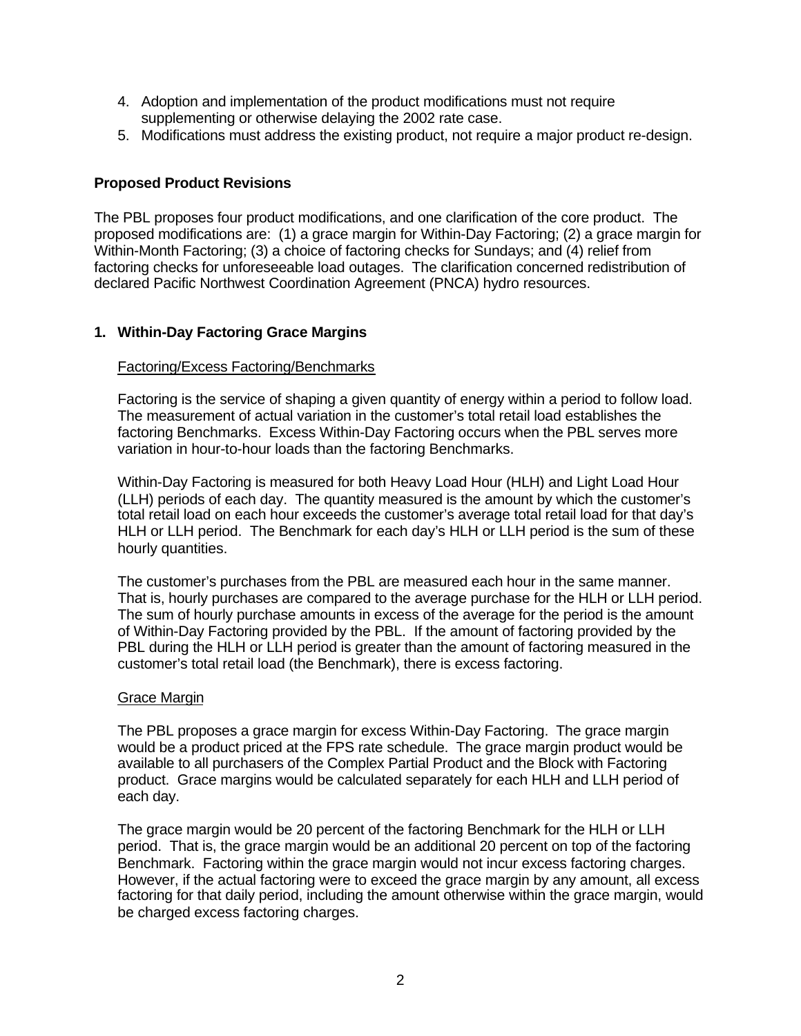4. Adoption and implementation of the product modifications must not require supplementing or otherwise delaying the 2002 rate case.
5. Modifications must address the existing product, not require a major product re-design.

**Proposed Product Revisions**

The PBL proposes four product modifications, and one clarification of the core product. The proposed modifications are: (1) a grace margin for Within-Day Factoring; (2) a grace margin for Within-Month Factoring; (3) a choice of factoring checks for Sundays; and (4) relief from factoring checks for unforeseeable load outages. The clarification concerned redistribution of declared Pacific Northwest Coordination Agreement (PNCA) hydro resources.

**1. Within-Day Factoring Grace Margins**

Factoring/Excess Factoring/Benchmarks

Factoring is the service of shaping a given quantity of energy within a period to follow load. The measurement of actual variation in the customer's total retail load establishes the factoring Benchmarks. Excess Within-Day Factoring occurs when the PBL serves more variation in hour-to-hour loads than the factoring Benchmarks.

Within-Day Factoring is measured for both Heavy Load Hour (HLH) and Light Load Hour (LLH) periods of each day. The quantity measured is the amount by which the customer's total retail load on each hour exceeds the customer's average total retail load for that day's HLH or LLH period. The Benchmark for each day's HLH or LLH period is the sum of these hourly quantities.

The customer's purchases from the PBL are measured each hour in the same manner. That is, hourly purchases are compared to the average purchase for the HLH or LLH period. The sum of hourly purchase amounts in excess of the average for the period is the amount of Within-Day Factoring provided by the PBL. If the amount of factoring provided by the PBL during the HLH or LLH period is greater than the amount of factoring measured in the customer's total retail load (the Benchmark), there is excess factoring.

Grace Margin

The PBL proposes a grace margin for excess Within-Day Factoring. The grace margin would be a product priced at the FPS rate schedule. The grace margin product would be available to all purchasers of the Complex Partial Product and the Block with Factoring product. Grace margins would be calculated separately for each HLH and LLH period of each day.

The grace margin would be 20 percent of the factoring Benchmark for the HLH or LLH period. That is, the grace margin would be an additional 20 percent on top of the factoring Benchmark. Factoring within the grace margin would not incur excess factoring charges. However, if the actual factoring were to exceed the grace margin by any amount, all excess factoring for that daily period, including the amount otherwise within the grace margin, would be charged excess factoring charges.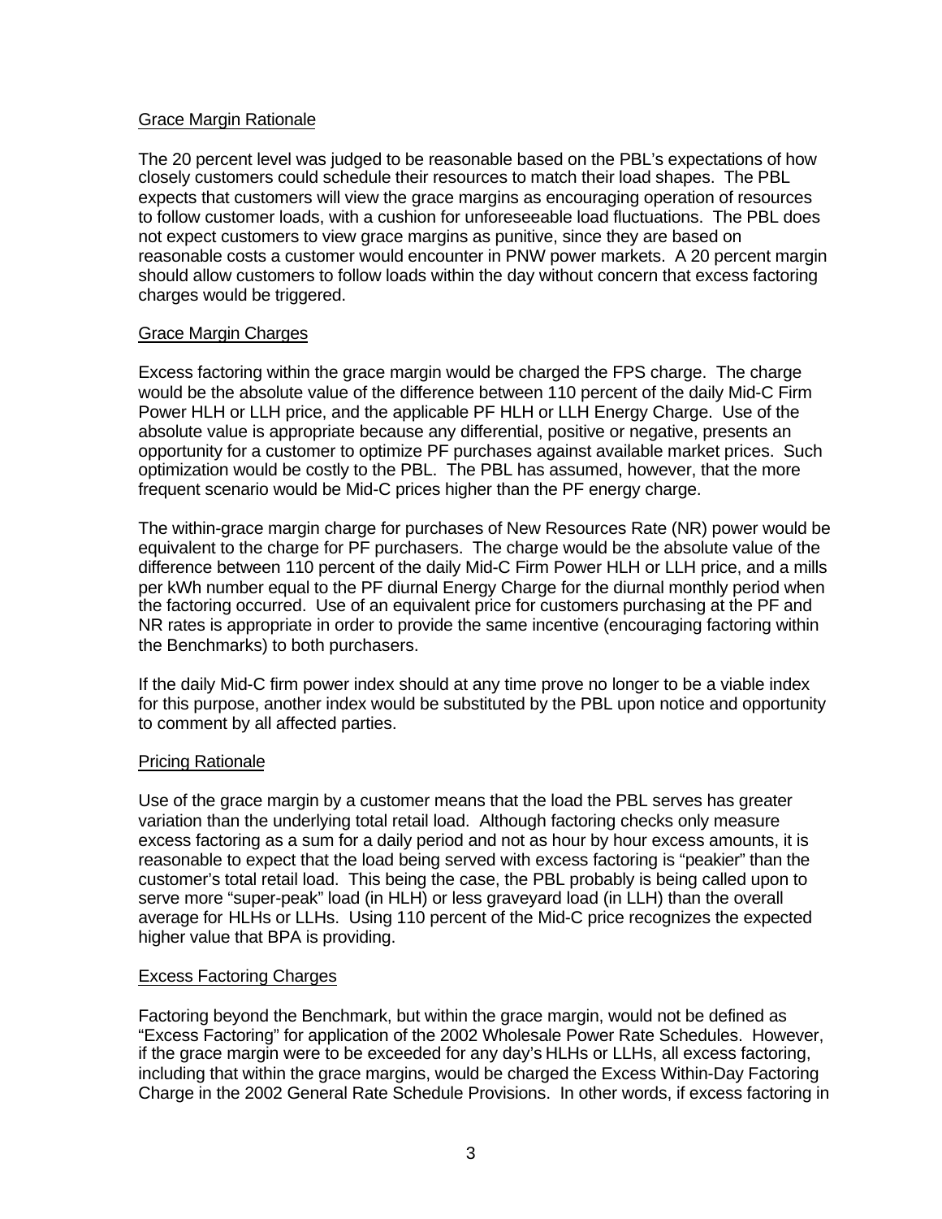Grace Margin Rationale

The 20 percent level was judged to be reasonable based on the PBL's expectations of how closely customers could schedule their resources to match their load shapes. The PBL expects that customers will view the grace margins as encouraging operation of resources to follow customer loads, with a cushion for unforeseeable load fluctuations. The PBL does not expect customers to view grace margins as punitive, since they are based on reasonable costs a customer would encounter in PNW power markets. A 20 percent margin should allow customers to follow loads within the day without concern that excess factoring charges would be triggered.

Grace Margin Charges

Excess factoring within the grace margin would be charged the FPS charge. The charge would be the absolute value of the difference between 110 percent of the daily Mid-C Firm Power HLH or LLH price, and the applicable PF HLH or LLH Energy Charge. Use of the absolute value is appropriate because any differential, positive or negative, presents an opportunity for a customer to optimize PF purchases against available market prices. Such optimization would be costly to the PBL. The PBL has assumed, however, that the more frequent scenario would be Mid-C prices higher than the PF energy charge.

The within-grace margin charge for purchases of New Resources Rate (NR) power would be equivalent to the charge for PF purchasers. The charge would be the absolute value of the difference between 110 percent of the daily Mid-C Firm Power HLH or LLH price, and a mills per kWh number equal to the PF diurnal Energy Charge for the diurnal monthly period when the factoring occurred. Use of an equivalent price for customers purchasing at the PF and NR rates is appropriate in order to provide the same incentive (encouraging factoring within the Benchmarks) to both purchasers.

If the daily Mid-C firm power index should at any time prove no longer to be a viable index for this purpose, another index would be substituted by the PBL upon notice and opportunity to comment by all affected parties.

Pricing Rationale

Use of the grace margin by a customer means that the load the PBL serves has greater variation than the underlying total retail load. Although factoring checks only measure excess factoring as a sum for a daily period and not as hour by hour excess amounts, it is reasonable to expect that the load being served with excess factoring is "peakier" than the customer's total retail load. This being the case, the PBL probably is being called upon to serve more "super-peak" load (in HLH) or less graveyard load (in LLH) than the overall average for HLHs or LLHs. Using 110 percent of the Mid-C price recognizes the expected higher value that BPA is providing.

Excess Factoring Charges

Factoring beyond the Benchmark, but within the grace margin, would not be defined as "Excess Factoring" for application of the 2002 Wholesale Power Rate Schedules. However, if the grace margin were to be exceeded for any day's HLHs or LLHs, all excess factoring, including that within the grace margins, would be charged the Excess Within-Day Factoring Charge in the 2002 General Rate Schedule Provisions. In other words, if excess factoring in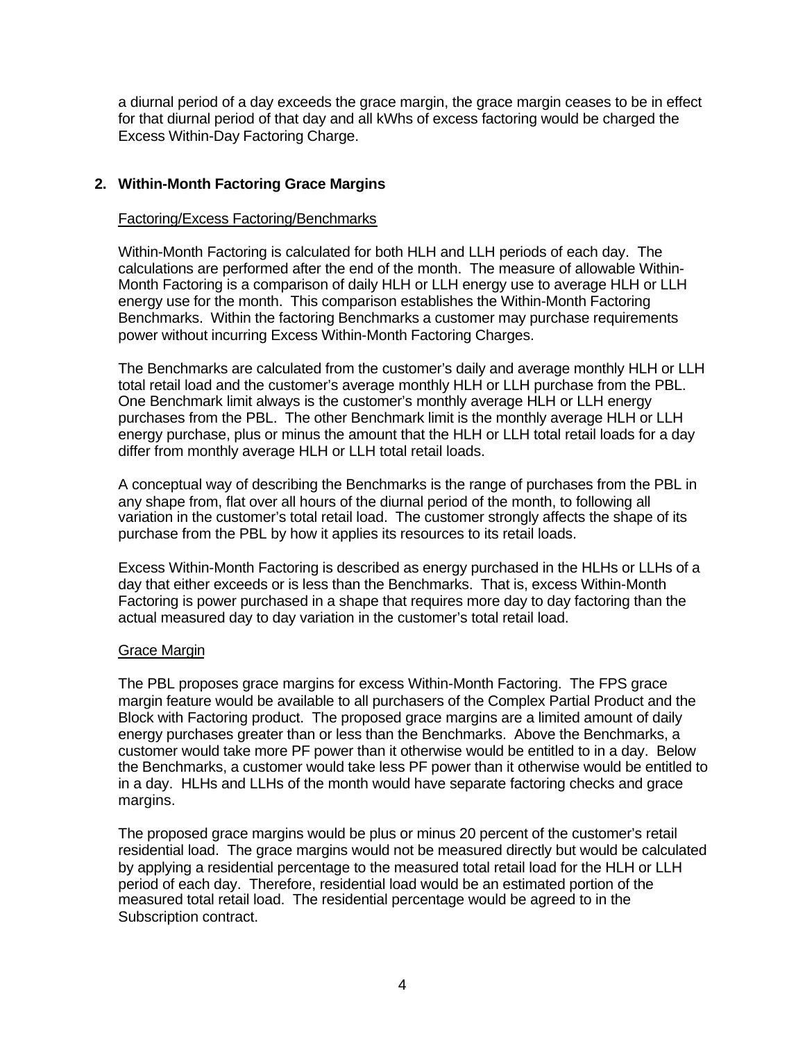a diurnal period of a day exceeds the grace margin, the grace margin ceases to be in effect for that diurnal period of that day and all kWhs of excess factoring would be charged the Excess Within-Day Factoring Charge.

## 2. Within-Month Factoring Grace Margins

Factoring/Excess Factoring/Benchmarks

Within-Month Factoring is calculated for both HLH and LLH periods of each day. The calculations are performed after the end of the month. The measure of allowable Within-Month Factoring is a comparison of daily HLH or LLH energy use to average HLH or LLH energy use for the month. This comparison establishes the Within-Month Factoring Benchmarks. Within the factoring Benchmarks a customer may purchase requirements power without incurring Excess Within-Month Factoring Charges.

The Benchmarks are calculated from the customer's daily and average monthly HLH or LLH total retail load and the customer's average monthly HLH or LLH purchase from the PBL. One Benchmark limit always is the customer's monthly average HLH or LLH energy purchases from the PBL. The other Benchmark limit is the monthly average HLH or LLH energy purchase, plus or minus the amount that the HLH or LLH total retail loads for a day differ from monthly average HLH or LLH total retail loads.

A conceptual way of describing the Benchmarks is the range of purchases from the PBL in any shape from, flat over all hours of the diurnal period of the month, to following all variation in the customer's total retail load. The customer strongly affects the shape of its purchase from the PBL by how it applies its resources to its retail loads.

Excess Within-Month Factoring is described as energy purchased in the HLHs or LLHs of a day that either exceeds or is less than the Benchmarks. That is, excess Within-Month Factoring is power purchased in a shape that requires more day to day factoring than the actual measured day to day variation in the customer's total retail load.

Grace Margin

The PBL proposes grace margins for excess Within-Month Factoring. The FPS grace margin feature would be available to all purchasers of the Complex Partial Product and the Block with Factoring product. The proposed grace margins are a limited amount of daily energy purchases greater than or less than the Benchmarks. Above the Benchmarks, a customer would take more PF power than it otherwise would be entitled to in a day. Below the Benchmarks, a customer would take less PF power than it otherwise would be entitled to in a day. HLHs and LLHs of the month would have separate factoring checks and grace margins.

The proposed grace margins would be plus or minus 20 percent of the customer's retail residential load. The grace margins would not be measured directly but would be calculated by applying a residential percentage to the measured total retail load for the HLH or LLH period of each day. Therefore, residential load would be an estimated portion of the measured total retail load. The residential percentage would be agreed to in the Subscription contract.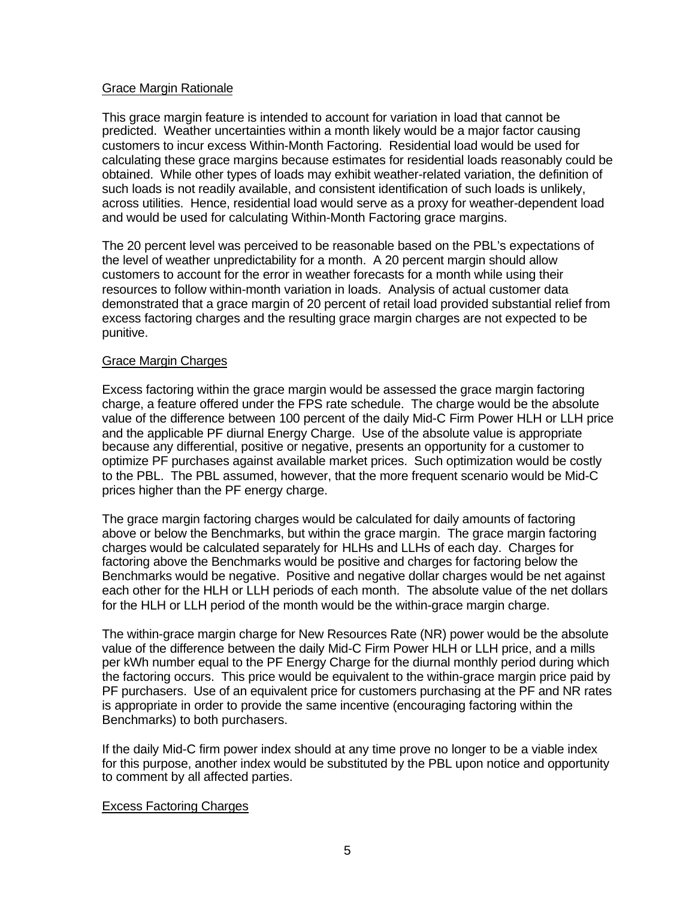Grace Margin Rationale

This grace margin feature is intended to account for variation in load that cannot be predicted. Weather uncertainties within a month likely would be a major factor causing customers to incur excess Within-Month Factoring. Residential load would be used for calculating these grace margins because estimates for residential loads reasonably could be obtained. While other types of loads may exhibit weather-related variation, the definition of such loads is not readily available, and consistent identification of such loads is unlikely, across utilities. Hence, residential load would serve as a proxy for weather-dependent load and would be used for calculating Within-Month Factoring grace margins.

The 20 percent level was perceived to be reasonable based on the PBL's expectations of the level of weather unpredictability for a month. A 20 percent margin should allow customers to account for the error in weather forecasts for a month while using their resources to follow within-month variation in loads. Analysis of actual customer data demonstrated that a grace margin of 20 percent of retail load provided substantial relief from excess factoring charges and the resulting grace margin charges are not expected to be punitive.

Grace Margin Charges

Excess factoring within the grace margin would be assessed the grace margin factoring charge, a feature offered under the FPS rate schedule. The charge would be the absolute value of the difference between 100 percent of the daily Mid-C Firm Power HLH or LLH price and the applicable PF diurnal Energy Charge. Use of the absolute value is appropriate because any differential, positive or negative, presents an opportunity for a customer to optimize PF purchases against available market prices. Such optimization would be costly to the PBL. The PBL assumed, however, that the more frequent scenario would be Mid-C prices higher than the PF energy charge.

The grace margin factoring charges would be calculated for daily amounts of factoring above or below the Benchmarks, but within the grace margin. The grace margin factoring charges would be calculated separately for HLHs and LLHs of each day. Charges for factoring above the Benchmarks would be positive and charges for factoring below the Benchmarks would be negative. Positive and negative dollar charges would be net against each other for the HLH or LLH periods of each month. The absolute value of the net dollars for the HLH or LLH period of the month would be the within-grace margin charge.

The within-grace margin charge for New Resources Rate (NR) power would be the absolute value of the difference between the daily Mid-C Firm Power HLH or LLH price, and a mills per kWh number equal to the PF Energy Charge for the diurnal monthly period during which the factoring occurs. This price would be equivalent to the within-grace margin price paid by PF purchasers. Use of an equivalent price for customers purchasing at the PF and NR rates is appropriate in order to provide the same incentive (encouraging factoring within the Benchmarks) to both purchasers.

If the daily Mid-C firm power index should at any time prove no longer to be a viable index for this purpose, another index would be substituted by the PBL upon notice and opportunity to comment by all affected parties.

Excess Factoring Charges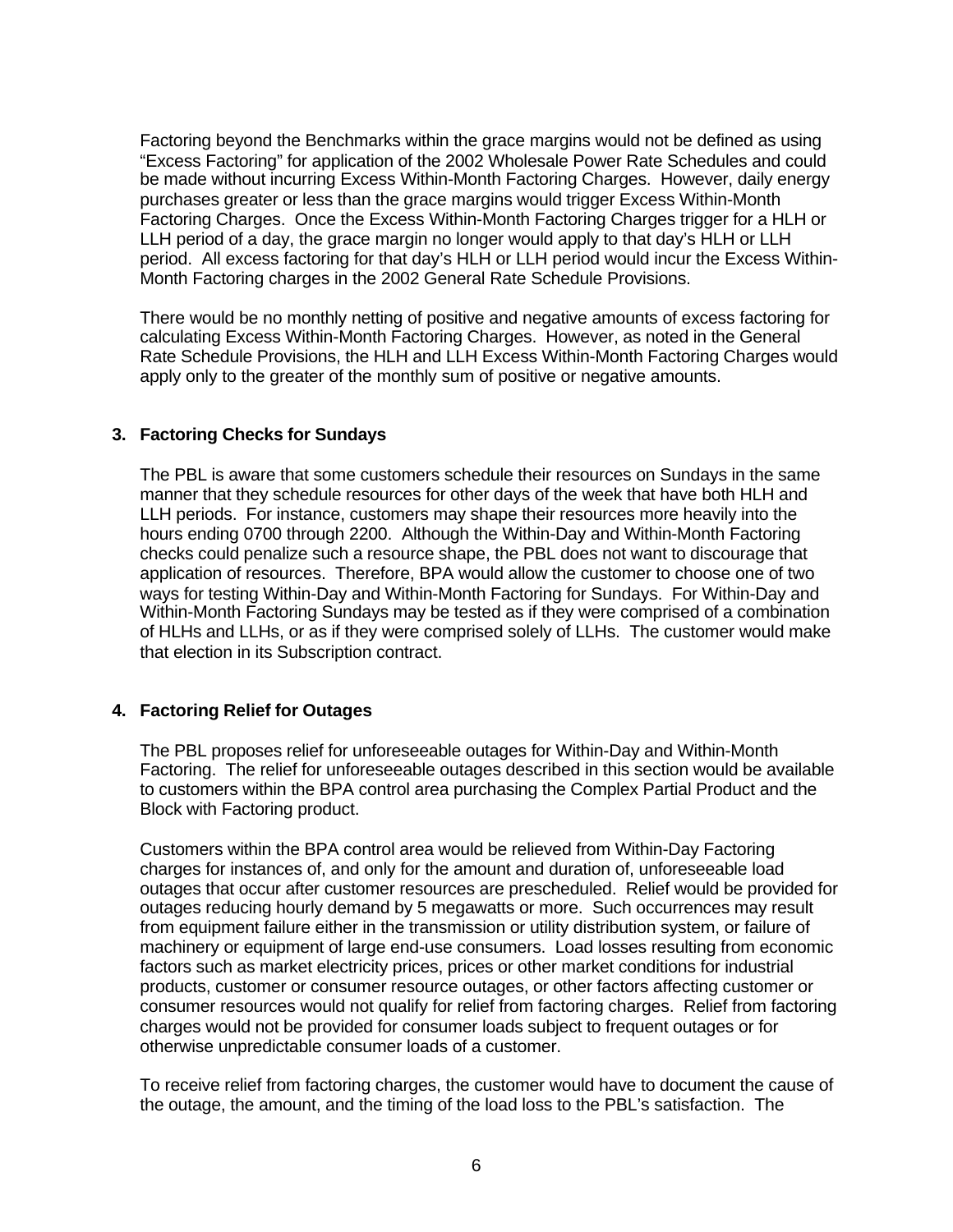Factoring beyond the Benchmarks within the grace margins would not be defined as using "Excess Factoring" for application of the 2002 Wholesale Power Rate Schedules and could be made without incurring Excess Within-Month Factoring Charges. However, daily energy purchases greater or less than the grace margins would trigger Excess Within-Month Factoring Charges. Once the Excess Within-Month Factoring Charges trigger for a HLH or LLH period of a day, the grace margin no longer would apply to that day's HLH or LLH period. All excess factoring for that day's HLH or LLH period would incur the Excess Within-Month Factoring charges in the 2002 General Rate Schedule Provisions.

There would be no monthly netting of positive and negative amounts of excess factoring for calculating Excess Within-Month Factoring Charges. However, as noted in the General Rate Schedule Provisions, the HLH and LLH Excess Within-Month Factoring Charges would apply only to the greater of the monthly sum of positive or negative amounts.

## 3. Factoring Checks for Sundays

The PBL is aware that some customers schedule their resources on Sundays in the same manner that they schedule resources for other days of the week that have both HLH and LLH periods. For instance, customers may shape their resources more heavily into the hours ending 0700 through 2200. Although the Within-Day and Within-Month Factoring checks could penalize such a resource shape, the PBL does not want to discourage that application of resources. Therefore, BPA would allow the customer to choose one of two ways for testing Within-Day and Within-Month Factoring for Sundays. For Within-Day and Within-Month Factoring Sundays may be tested as if they were comprised of a combination of HLHs and LLHs, or as if they were comprised solely of LLHs. The customer would make that election in its Subscription contract.

## 4. Factoring Relief for Outages

The PBL proposes relief for unforeseeable outages for Within-Day and Within-Month Factoring. The relief for unforeseeable outages described in this section would be available to customers within the BPA control area purchasing the Complex Partial Product and the Block with Factoring product.

Customers within the BPA control area would be relieved from Within-Day Factoring charges for instances of, and only for the amount and duration of, unforeseeable load outages that occur after customer resources are prescheduled. Relief would be provided for outages reducing hourly demand by 5 megawatts or more. Such occurrences may result from equipment failure either in the transmission or utility distribution system, or failure of machinery or equipment of large end-use consumers. Load losses resulting from economic factors such as market electricity prices, prices or other market conditions for industrial products, customer or consumer resource outages, or other factors affecting customer or consumer resources would not qualify for relief from factoring charges. Relief from factoring charges would not be provided for consumer loads subject to frequent outages or for otherwise unpredictable consumer loads of a customer.

To receive relief from factoring charges, the customer would have to document the cause of the outage, the amount, and the timing of the load loss to the PBL's satisfaction. The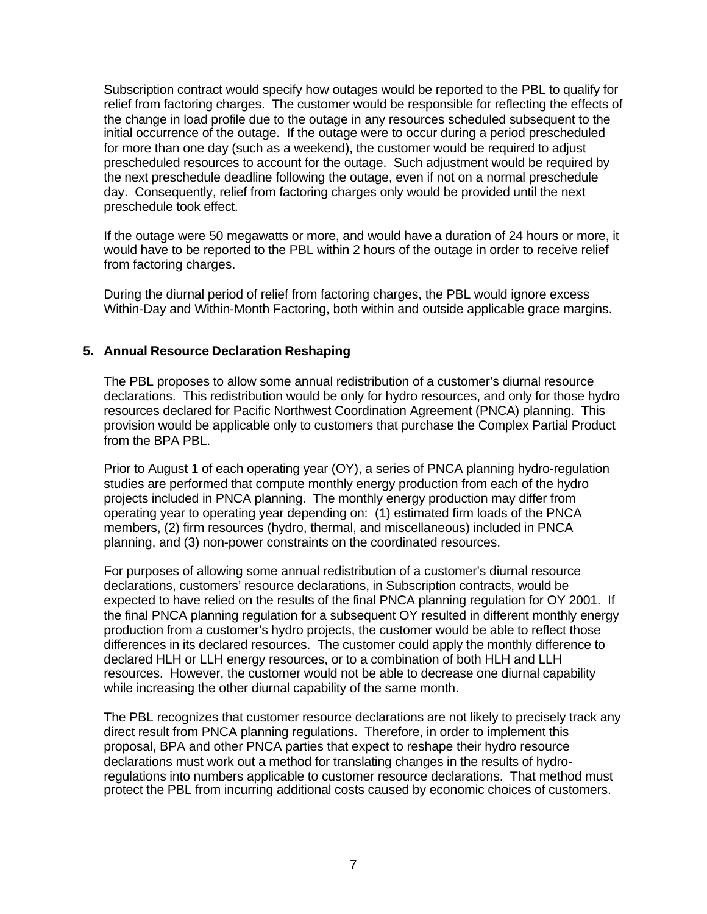Subscription contract would specify how outages would be reported to the PBL to qualify for relief from factoring charges. The customer would be responsible for reflecting the effects of the change in load profile due to the outage in any resources scheduled subsequent to the initial occurrence of the outage. If the outage were to occur during a period prescheduled for more than one day (such as a weekend), the customer would be required to adjust prescheduled resources to account for the outage. Such adjustment would be required by the next preschedule deadline following the outage, even if not on a normal preschedule day. Consequently, relief from factoring charges only would be provided until the next preschedule took effect.

If the outage were 50 megawatts or more, and would have a duration of 24 hours or more, it would have to be reported to the PBL within 2 hours of the outage in order to receive relief from factoring charges.

During the diurnal period of relief from factoring charges, the PBL would ignore excess Within-Day and Within-Month Factoring, both within and outside applicable grace margins.

### 5. Annual Resource Declaration Reshaping

The PBL proposes to allow some annual redistribution of a customer's diurnal resource declarations. This redistribution would be only for hydro resources, and only for those hydro resources declared for Pacific Northwest Coordination Agreement (PNCA) planning. This provision would be applicable only to customers that purchase the Complex Partial Product from the BPA PBL.

Prior to August 1 of each operating year (OY), a series of PNCA planning hydro-regulation studies are performed that compute monthly energy production from each of the hydro projects included in PNCA planning. The monthly energy production may differ from operating year to operating year depending on: (1) estimated firm loads of the PNCA members, (2) firm resources (hydro, thermal, and miscellaneous) included in PNCA planning, and (3) non-power constraints on the coordinated resources.

For purposes of allowing some annual redistribution of a customer's diurnal resource declarations, customers' resource declarations, in Subscription contracts, would be expected to have relied on the results of the final PNCA planning regulation for OY 2001. If the final PNCA planning regulation for a subsequent OY resulted in different monthly energy production from a customer's hydro projects, the customer would be able to reflect those differences in its declared resources. The customer could apply the monthly difference to declared HLH or LLH energy resources, or to a combination of both HLH and LLH resources. However, the customer would not be able to decrease one diurnal capability while increasing the other diurnal capability of the same month.

The PBL recognizes that customer resource declarations are not likely to precisely track any direct result from PNCA planning regulations. Therefore, in order to implement this proposal, BPA and other PNCA parties that expect to reshape their hydro resource declarations must work out a method for translating changes in the results of hydro-regulations into numbers applicable to customer resource declarations. That method must protect the PBL from incurring additional costs caused by economic choices of customers.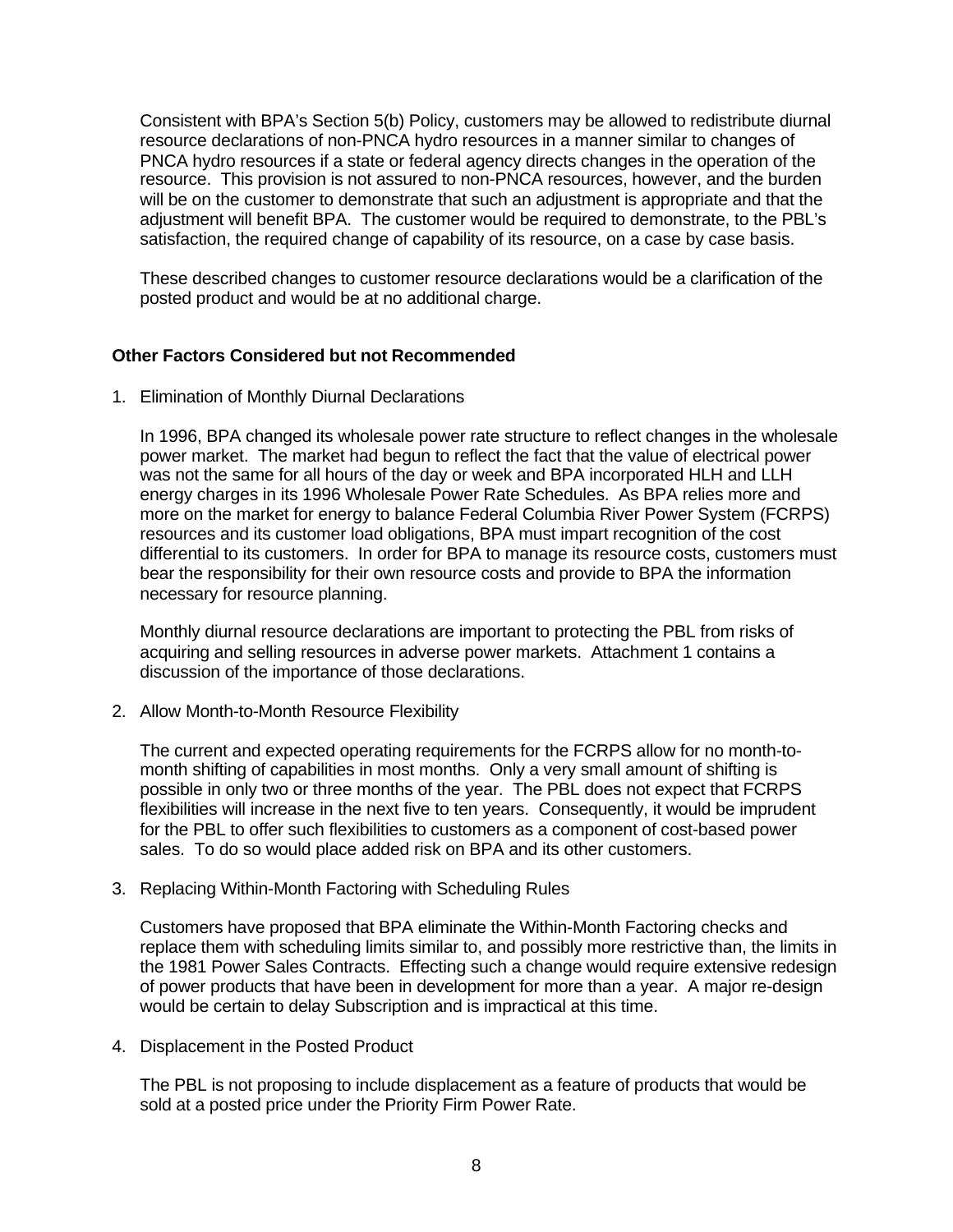Consistent with BPA's Section 5(b) Policy, customers may be allowed to redistribute diurnal resource declarations of non-PNCA hydro resources in a manner similar to changes of PNCA hydro resources if a state or federal agency directs changes in the operation of the resource. This provision is not assured to non-PNCA resources, however, and the burden will be on the customer to demonstrate that such an adjustment is appropriate and that the adjustment will benefit BPA. The customer would be required to demonstrate, to the PBL's satisfaction, the required change of capability of its resource, on a case by case basis.

These described changes to customer resource declarations would be a clarification of the posted product and would be at no additional charge.

**Other Factors Considered but not Recommended**

1. Elimination of Monthly Diurnal Declarations

   In 1996, BPA changed its wholesale power rate structure to reflect changes in the wholesale power market. The market had begun to reflect the fact that the value of electrical power was not the same for all hours of the day or week and BPA incorporated HLH and LLH energy charges in its 1996 Wholesale Power Rate Schedules. As BPA relies more and more on the market for energy to balance Federal Columbia River Power System (FCRPS) resources and its customer load obligations, BPA must impart recognition of the cost differential to its customers. In order for BPA to manage its resource costs, customers must bear the responsibility for their own resource costs and provide to BPA the information necessary for resource planning.

   Monthly diurnal resource declarations are important to protecting the PBL from risks of acquiring and selling resources in adverse power markets. Attachment 1 contains a discussion of the importance of those declarations.

2. Allow Month-to-Month Resource Flexibility

   The current and expected operating requirements for the FCRPS allow for no month-to-month shifting of capabilities in most months. Only a very small amount of shifting is possible in only two or three months of the year. The PBL does not expect that FCRPS flexibilities will increase in the next five to ten years. Consequently, it would be imprudent for the PBL to offer such flexibilities to customers as a component of cost-based power sales. To do so would place added risk on BPA and its other customers.

3. Replacing Within-Month Factoring with Scheduling Rules

   Customers have proposed that BPA eliminate the Within-Month Factoring checks and replace them with scheduling limits similar to, and possibly more restrictive than, the limits in the 1981 Power Sales Contracts. Effecting such a change would require extensive redesign of power products that have been in development for more than a year. A major re-design would be certain to delay Subscription and is impractical at this time.

4. Displacement in the Posted Product

   The PBL is not proposing to include displacement as a feature of products that would be sold at a posted price under the Priority Firm Power Rate.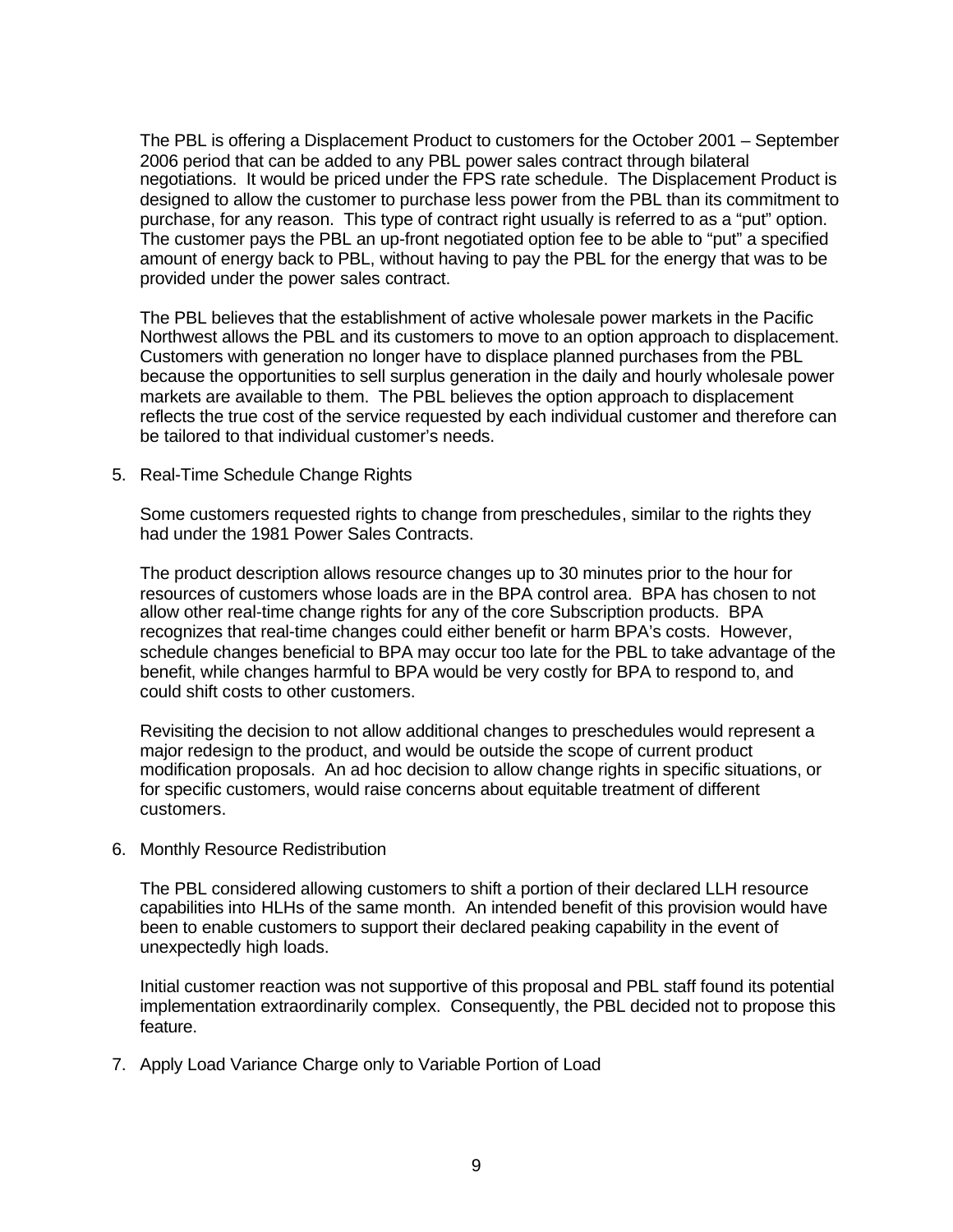The PBL is offering a Displacement Product to customers for the October 2001 – September 2006 period that can be added to any PBL power sales contract through bilateral negotiations. It would be priced under the FPS rate schedule. The Displacement Product is designed to allow the customer to purchase less power from the PBL than its commitment to purchase, for any reason. This type of contract right usually is referred to as a "put" option. The customer pays the PBL an up-front negotiated option fee to be able to "put" a specified amount of energy back to PBL, without having to pay the PBL for the energy that was to be provided under the power sales contract.

The PBL believes that the establishment of active wholesale power markets in the Pacific Northwest allows the PBL and its customers to move to an option approach to displacement. Customers with generation no longer have to displace planned purchases from the PBL because the opportunities to sell surplus generation in the daily and hourly wholesale power markets are available to them. The PBL believes the option approach to displacement reflects the true cost of the service requested by each individual customer and therefore can be tailored to that individual customer's needs.

5. Real-Time Schedule Change Rights

   Some customers requested rights to change from preschedules, similar to the rights they had under the 1981 Power Sales Contracts.

   The product description allows resource changes up to 30 minutes prior to the hour for resources of customers whose loads are in the BPA control area. BPA has chosen to not allow other real-time change rights for any of the core Subscription products. BPA recognizes that real-time changes could either benefit or harm BPA's costs. However, schedule changes beneficial to BPA may occur too late for the PBL to take advantage of the benefit, while changes harmful to BPA would be very costly for BPA to respond to, and could shift costs to other customers.

   Revisiting the decision to not allow additional changes to preschedules would represent a major redesign to the product, and would be outside the scope of current product modification proposals. An ad hoc decision to allow change rights in specific situations, or for specific customers, would raise concerns about equitable treatment of different customers.

6. Monthly Resource Redistribution

   The PBL considered allowing customers to shift a portion of their declared LLH resource capabilities into HLHs of the same month. An intended benefit of this provision would have been to enable customers to support their declared peaking capability in the event of unexpectedly high loads.

   Initial customer reaction was not supportive of this proposal and PBL staff found its potential implementation extraordinarily complex. Consequently, the PBL decided not to propose this feature.

7. Apply Load Variance Charge only to Variable Portion of Load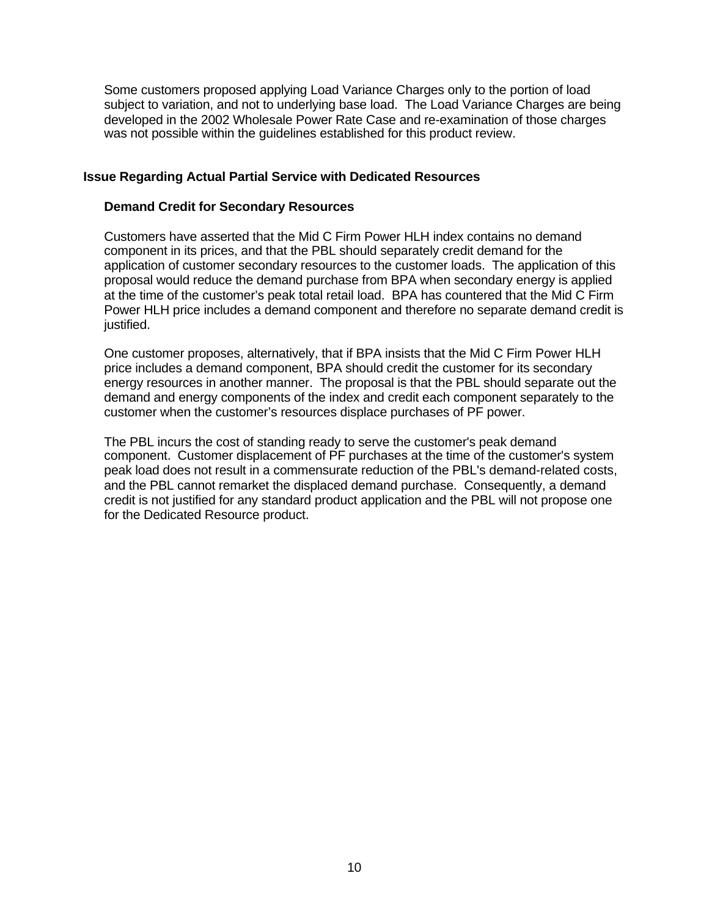Some customers proposed applying Load Variance Charges only to the portion of load subject to variation, and not to underlying base load. The Load Variance Charges are being developed in the 2002 Wholesale Power Rate Case and re-examination of those charges was not possible within the guidelines established for this product review.

## Issue Regarding Actual Partial Service with Dedicated Resources

### Demand Credit for Secondary Resources

Customers have asserted that the Mid C Firm Power HLH index contains no demand component in its prices, and that the PBL should separately credit demand for the application of customer secondary resources to the customer loads. The application of this proposal would reduce the demand purchase from BPA when secondary energy is applied at the time of the customer's peak total retail load. BPA has countered that the Mid C Firm Power HLH price includes a demand component and therefore no separate demand credit is justified.

One customer proposes, alternatively, that if BPA insists that the Mid C Firm Power HLH price includes a demand component, BPA should credit the customer for its secondary energy resources in another manner. The proposal is that the PBL should separate out the demand and energy components of the index and credit each component separately to the customer when the customer's resources displace purchases of PF power.

The PBL incurs the cost of standing ready to serve the customer's peak demand component. Customer displacement of PF purchases at the time of the customer's system peak load does not result in a commensurate reduction of the PBL's demand-related costs, and the PBL cannot remarket the displaced demand purchase. Consequently, a demand credit is not justified for any standard product application and the PBL will not propose one for the Dedicated Resource product.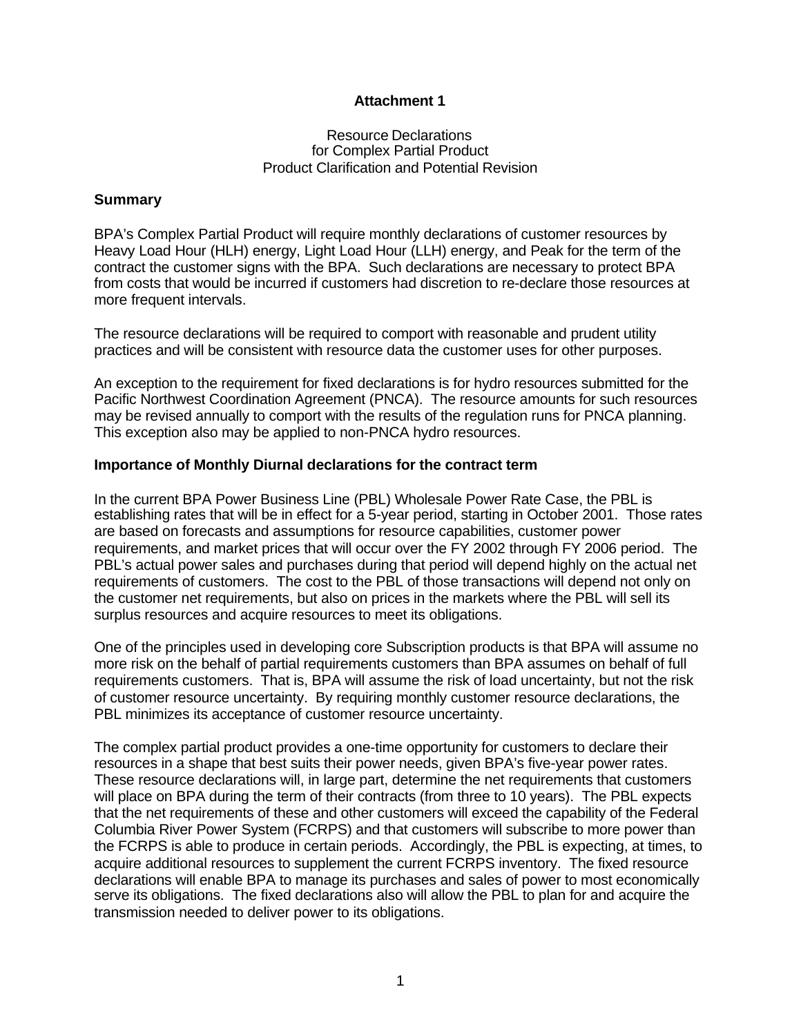**Attachment 1**

Resource Declarations
for Complex Partial Product
Product Clarification and Potential Revision

**Summary**

BPA's Complex Partial Product will require monthly declarations of customer resources by Heavy Load Hour (HLH) energy, Light Load Hour (LLH) energy, and Peak for the term of the contract the customer signs with the BPA. Such declarations are necessary to protect BPA from costs that would be incurred if customers had discretion to re-declare those resources at more frequent intervals.

The resource declarations will be required to comport with reasonable and prudent utility practices and will be consistent with resource data the customer uses for other purposes.

An exception to the requirement for fixed declarations is for hydro resources submitted for the Pacific Northwest Coordination Agreement (PNCA). The resource amounts for such resources may be revised annually to comport with the results of the regulation runs for PNCA planning. This exception also may be applied to non-PNCA hydro resources.

**Importance of Monthly Diurnal declarations for the contract term**

In the current BPA Power Business Line (PBL) Wholesale Power Rate Case, the PBL is establishing rates that will be in effect for a 5-year period, starting in October 2001. Those rates are based on forecasts and assumptions for resource capabilities, customer power requirements, and market prices that will occur over the FY 2002 through FY 2006 period. The PBL's actual power sales and purchases during that period will depend highly on the actual net requirements of customers. The cost to the PBL of those transactions will depend not only on the customer net requirements, but also on prices in the markets where the PBL will sell its surplus resources and acquire resources to meet its obligations.

One of the principles used in developing core Subscription products is that BPA will assume no more risk on the behalf of partial requirements customers than BPA assumes on behalf of full requirements customers. That is, BPA will assume the risk of load uncertainty, but not the risk of customer resource uncertainty. By requiring monthly customer resource declarations, the PBL minimizes its acceptance of customer resource uncertainty.

The complex partial product provides a one-time opportunity for customers to declare their resources in a shape that best suits their power needs, given BPA's five-year power rates. These resource declarations will, in large part, determine the net requirements that customers will place on BPA during the term of their contracts (from three to 10 years). The PBL expects that the net requirements of these and other customers will exceed the capability of the Federal Columbia River Power System (FCRPS) and that customers will subscribe to more power than the FCRPS is able to produce in certain periods. Accordingly, the PBL is expecting, at times, to acquire additional resources to supplement the current FCRPS inventory. The fixed resource declarations will enable BPA to manage its purchases and sales of power to most economically serve its obligations. The fixed declarations also will allow the PBL to plan for and acquire the transmission needed to deliver power to its obligations.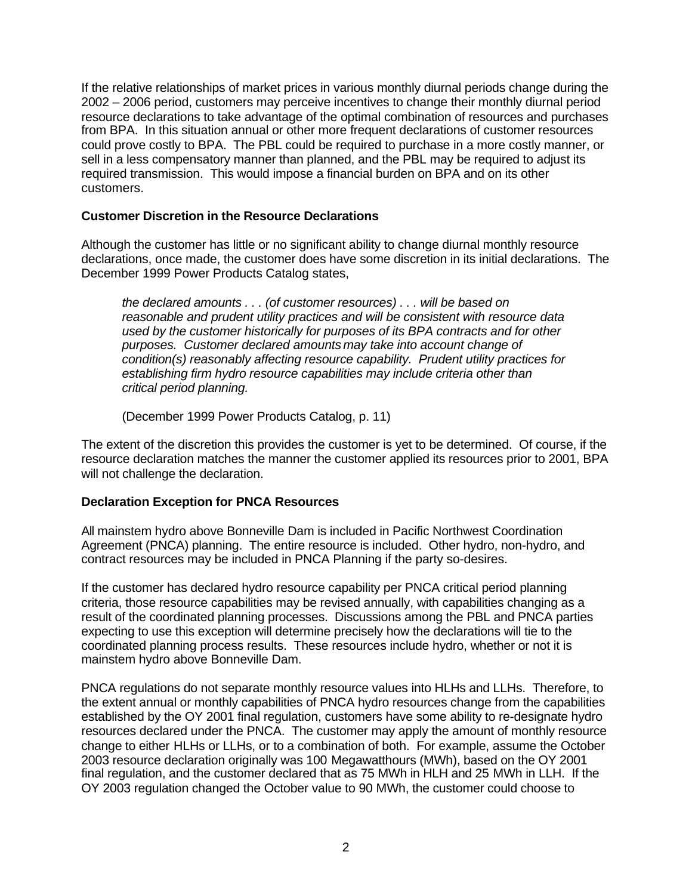If the relative relationships of market prices in various monthly diurnal periods change during the 2002 – 2006 period, customers may perceive incentives to change their monthly diurnal period resource declarations to take advantage of the optimal combination of resources and purchases from BPA. In this situation annual or other more frequent declarations of customer resources could prove costly to BPA. The PBL could be required to purchase in a more costly manner, or sell in a less compensatory manner than planned, and the PBL may be required to adjust its required transmission. This would impose a financial burden on BPA and on its other customers.

**Customer Discretion in the Resource Declarations**

Although the customer has little or no significant ability to change diurnal monthly resource declarations, once made, the customer does have some discretion in its initial declarations. The December 1999 Power Products Catalog states,

> *the declared amounts . . . (of customer resources) . . . will be based on reasonable and prudent utility practices and will be consistent with resource data used by the customer historically for purposes of its BPA contracts and for other purposes. Customer declared amounts may take into account change of condition(s) reasonably affecting resource capability. Prudent utility practices for establishing firm hydro resource capabilities may include criteria other than critical period planning.*
>
> (December 1999 Power Products Catalog, p. 11)

The extent of the discretion this provides the customer is yet to be determined. Of course, if the resource declaration matches the manner the customer applied its resources prior to 2001, BPA will not challenge the declaration.

**Declaration Exception for PNCA Resources**

All mainstem hydro above Bonneville Dam is included in Pacific Northwest Coordination Agreement (PNCA) planning. The entire resource is included. Other hydro, non-hydro, and contract resources may be included in PNCA Planning if the party so-desires.

If the customer has declared hydro resource capability per PNCA critical period planning criteria, those resource capabilities may be revised annually, with capabilities changing as a result of the coordinated planning processes. Discussions among the PBL and PNCA parties expecting to use this exception will determine precisely how the declarations will tie to the coordinated planning process results. These resources include hydro, whether or not it is mainstem hydro above Bonneville Dam.

PNCA regulations do not separate monthly resource values into HLHs and LLHs. Therefore, to the extent annual or monthly capabilities of PNCA hydro resources change from the capabilities established by the OY 2001 final regulation, customers have some ability to re-designate hydro resources declared under the PNCA. The customer may apply the amount of monthly resource change to either HLHs or LLHs, or to a combination of both. For example, assume the October 2003 resource declaration originally was 100 Megawatthours (MWh), based on the OY 2001 final regulation, and the customer declared that as 75 MWh in HLH and 25 MWh in LLH. If the OY 2003 regulation changed the October value to 90 MWh, the customer could choose to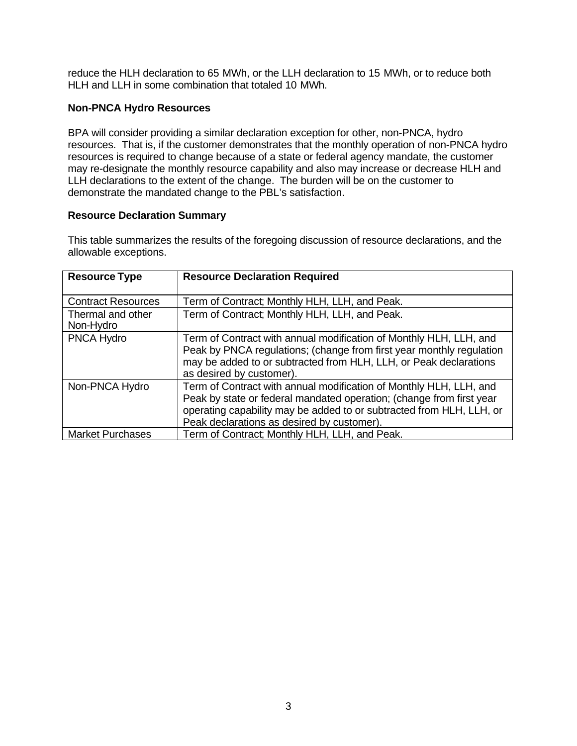reduce the HLH declaration to 65 MWh, or the LLH declaration to 15 MWh, or to reduce both HLH and LLH in some combination that totaled 10 MWh.

**Non-PNCA Hydro Resources**

BPA will consider providing a similar declaration exception for other, non-PNCA, hydro resources. That is, if the customer demonstrates that the monthly operation of non-PNCA hydro resources is required to change because of a state or federal agency mandate, the customer may re-designate the monthly resource capability and also may increase or decrease HLH and LLH declarations to the extent of the change. The burden will be on the customer to demonstrate the mandated change to the PBL's satisfaction.

**Resource Declaration Summary**

This table summarizes the results of the foregoing discussion of resource declarations, and the allowable exceptions.

| Resource Type | Resource Declaration Required |
|---|---|
| Contract Resources | Term of Contract; Monthly HLH, LLH, and Peak. |
| Thermal and other Non-Hydro | Term of Contract; Monthly HLH, LLH, and Peak. |
| PNCA Hydro | Term of Contract with annual modification of Monthly HLH, LLH, and Peak by PNCA regulations; (change from first year monthly regulation may be added to or subtracted from HLH, LLH, or Peak declarations as desired by customer). |
| Non-PNCA Hydro | Term of Contract with annual modification of Monthly HLH, LLH, and Peak by state or federal mandated operation; (change from first year operating capability may be added to or subtracted from HLH, LLH, or Peak declarations as desired by customer). |
| Market Purchases | Term of Contract; Monthly HLH, LLH, and Peak. |